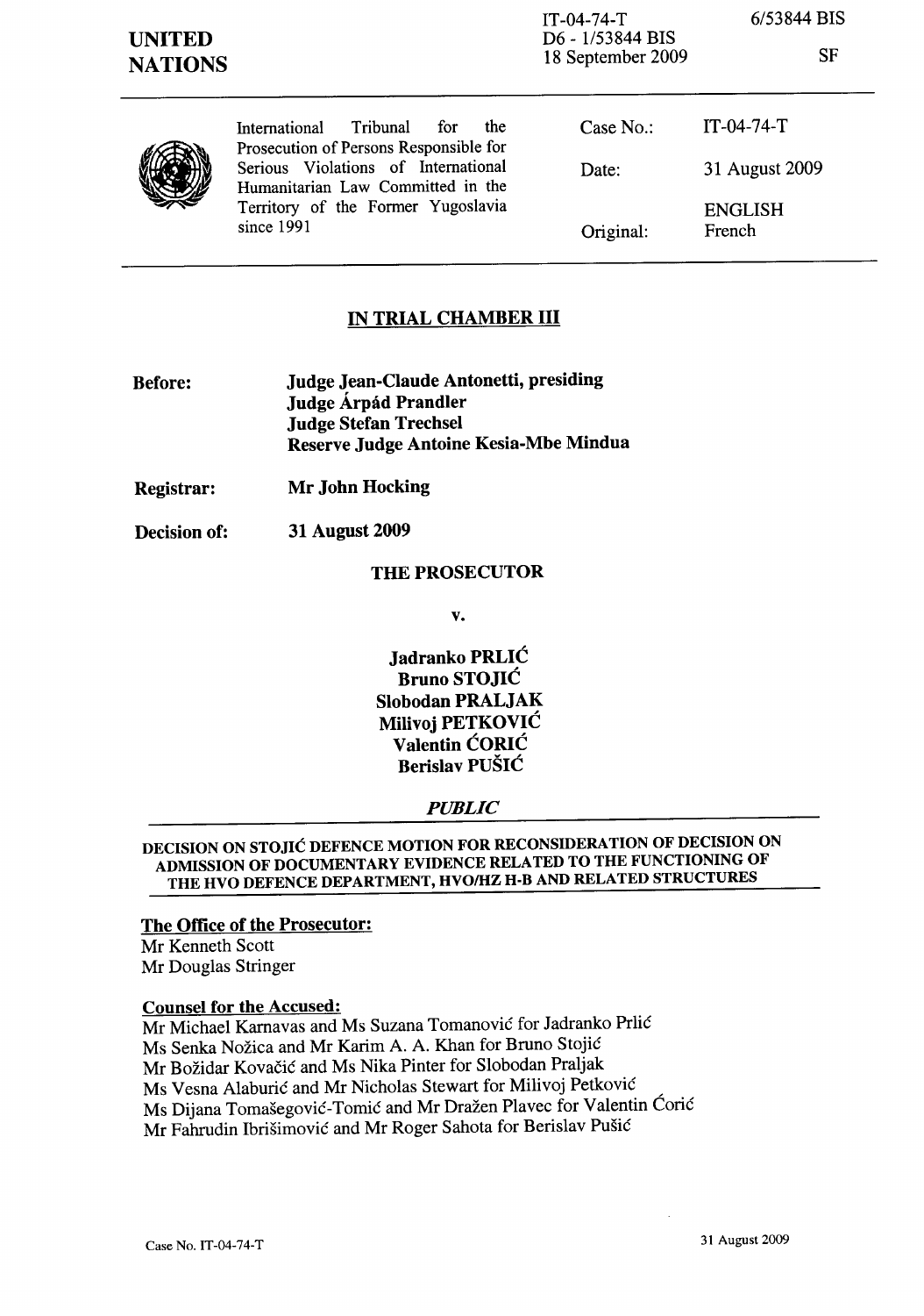| UNITED NATIONS | IT-04-74-T D6 - 1/53844 BIS 18 September 2009 | 6/53844 BIS SF |
|---|---|---|

| International Tribunal for the Prosecution of Persons Responsible for Serious Violations of International Humanitarian Law Committed in the Territory of the Former Yugoslavia since 1991 | Case No.: | IT-04-74-T |
|---|---|---|
| | Date: | 31 August 2009 |
| | Original: | ENGLISH French |

## IN TRIAL CHAMBER III

**Before:** **Judge Jean-Claude Antonetti, presiding**
**Judge Árpád Prandler**
**Judge Stefan Trechsel**
**Reserve Judge Antoine Kesia-Mbe Mindua**

**Registrar:** **Mr John Hocking**

**Decision of:** **31 August 2009**

**THE PROSECUTOR**

**v.**

**Jadranko PRLIĆ**
**Bruno STOJIĆ**
**Slobodan PRALJAK**
**Milivoj PETKOVIĆ**
**Valentin ĆORIĆ**
**Berislav PUŠIĆ**

***PUBLIC***

**DECISION ON STOJIĆ DEFENCE MOTION FOR RECONSIDERATION OF DECISION ON ADMISSION OF DOCUMENTARY EVIDENCE RELATED TO THE FUNCTIONING OF THE HVO DEFENCE DEPARTMENT, HVO/HZ H-B AND RELATED STRUCTURES**

**The Office of the Prosecutor:**
Mr Kenneth Scott
Mr Douglas Stringer

**Counsel for the Accused:**
Mr Michael Karnavas and Ms Suzana Tomanović for Jadranko Prlić
Ms Senka Nožica and Mr Karim A. A. Khan for Bruno Stojić
Mr Božidar Kovačić and Ms Nika Pinter for Slobodan Praljak
Ms Vesna Alaburić and Mr Nicholas Stewart for Milivoj Petković
Ms Dijana Tomašegović-Tomić and Mr Dražen Plavec for Valentin Ćorić
Mr Fahrudin Ibrišimović and Mr Roger Sahota for Berislav Pušić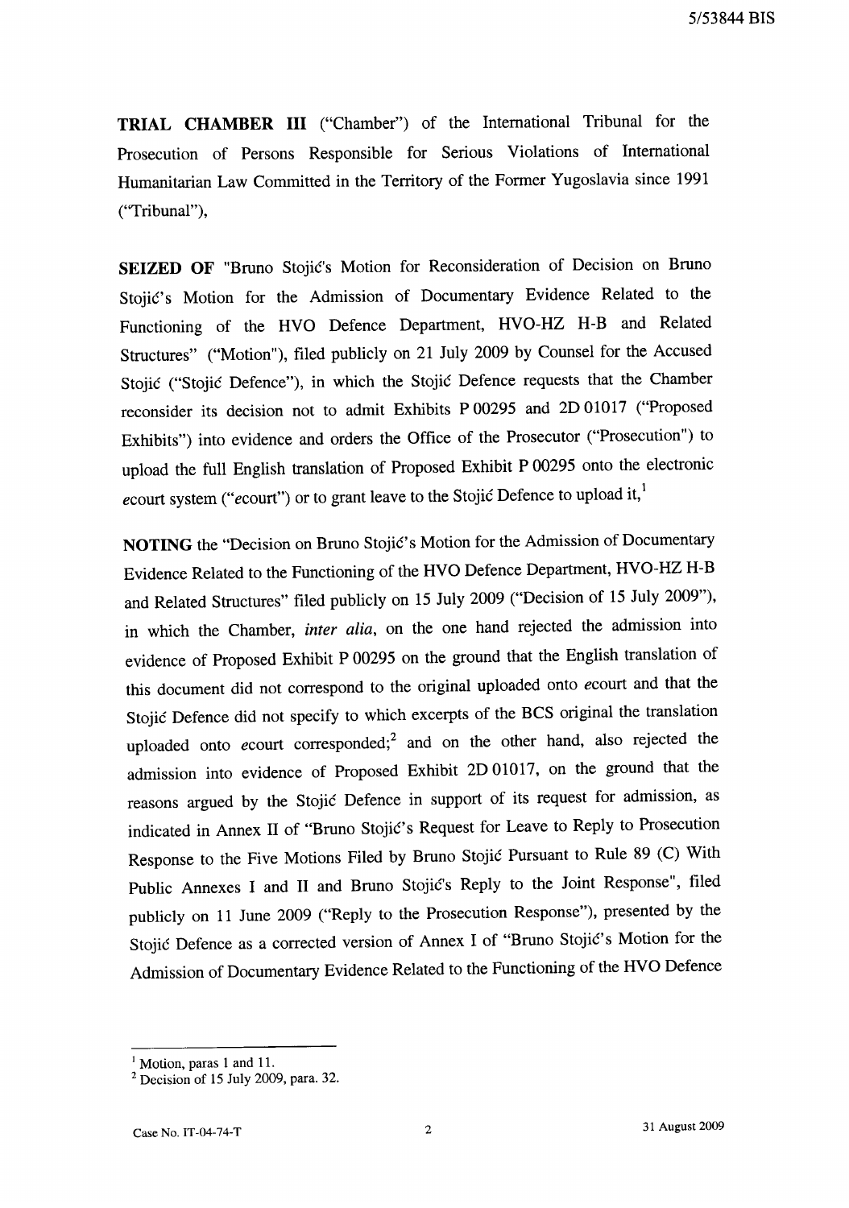**TRIAL CHAMBER III** ("Chamber") of the International Tribunal for the Prosecution of Persons Responsible for Serious Violations of International Humanitarian Law Committed in the Territory of the Former Yugoslavia since 1991 ("Tribunal"),

**SEIZED OF** "Bruno Stojić's Motion for Reconsideration of Decision on Bruno Stojić's Motion for the Admission of Documentary Evidence Related to the Functioning of the HVO Defence Department, HVO-HZ H-B and Related Structures" ("Motion"), filed publicly on 21 July 2009 by Counsel for the Accused Stojić ("Stojić Defence"), in which the Stojić Defence requests that the Chamber reconsider its decision not to admit Exhibits P 00295 and 2D 01017 ("Proposed Exhibits") into evidence and orders the Office of the Prosecutor ("Prosecution") to upload the full English translation of Proposed Exhibit P 00295 onto the electronic *e*court system ("*e*court") or to grant leave to the Stojić Defence to upload it,[1]

**NOTING** the "Decision on Bruno Stojić's Motion for the Admission of Documentary Evidence Related to the Functioning of the HVO Defence Department, HVO-HZ H-B and Related Structures" filed publicly on 15 July 2009 ("Decision of 15 July 2009"), in which the Chamber, *inter alia*, on the one hand rejected the admission into evidence of Proposed Exhibit P 00295 on the ground that the English translation of this document did not correspond to the original uploaded onto *e*court and that the Stojić Defence did not specify to which excerpts of the BCS original the translation uploaded onto *e*court corresponded;[2] and on the other hand, also rejected the admission into evidence of Proposed Exhibit 2D 01017, on the ground that the reasons argued by the Stojić Defence in support of its request for admission, as indicated in Annex II of "Bruno Stojić's Request for Leave to Reply to Prosecution Response to the Five Motions Filed by Bruno Stojić Pursuant to Rule 89 (C) With Public Annexes I and II and Bruno Stojić's Reply to the Joint Response", filed publicly on 11 June 2009 ("Reply to the Prosecution Response"), presented by the Stojić Defence as a corrected version of Annex I of "Bruno Stojić's Motion for the Admission of Documentary Evidence Related to the Functioning of the HVO Defence

---

[1] Motion, paras 1 and 11.

[2] Decision of 15 July 2009, para. 32.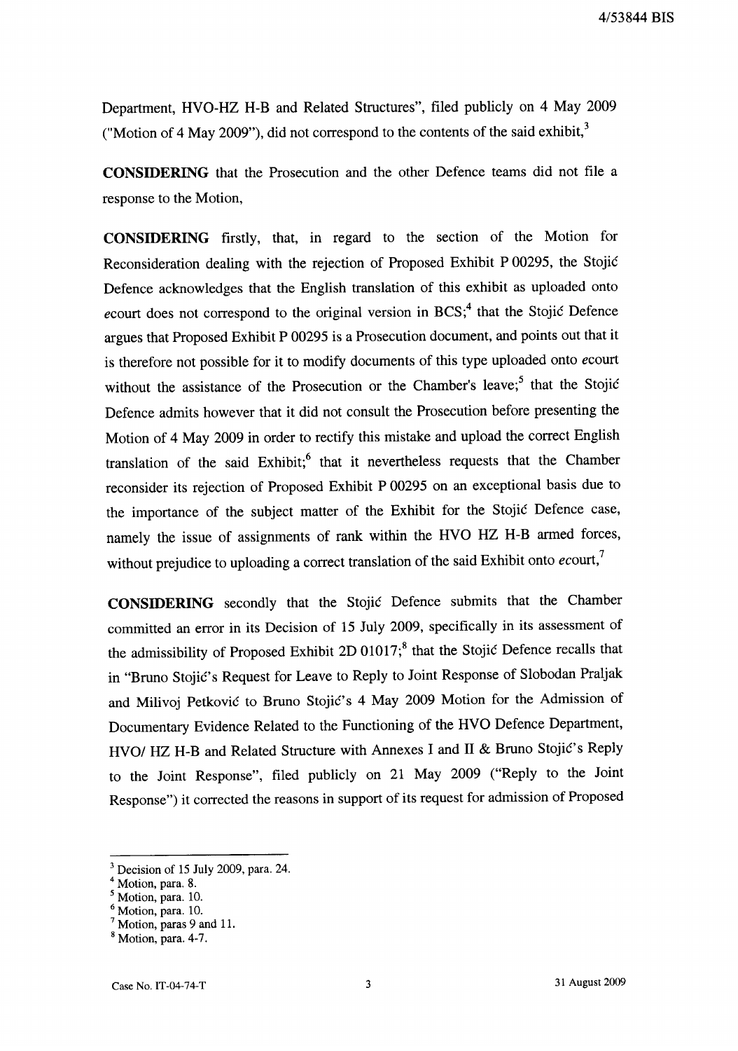Department, HVO-HZ H-B and Related Structures", filed publicly on 4 May 2009 ("Motion of 4 May 2009"), did not correspond to the contents of the said exhibit,[3]

**CONSIDERING** that the Prosecution and the other Defence teams did not file a response to the Motion,

**CONSIDERING** firstly, that, in regard to the section of the Motion for Reconsideration dealing with the rejection of Proposed Exhibit P 00295, the Stojić Defence acknowledges that the English translation of this exhibit as uploaded onto *e*court does not correspond to the original version in BCS;[4] that the Stojić Defence argues that Proposed Exhibit P 00295 is a Prosecution document, and points out that it is therefore not possible for it to modify documents of this type uploaded onto *e*court without the assistance of the Prosecution or the Chamber's leave;[5] that the Stojić Defence admits however that it did not consult the Prosecution before presenting the Motion of 4 May 2009 in order to rectify this mistake and upload the correct English translation of the said Exhibit;[6] that it nevertheless requests that the Chamber reconsider its rejection of Proposed Exhibit P 00295 on an exceptional basis due to the importance of the subject matter of the Exhibit for the Stojić Defence case, namely the issue of assignments of rank within the HVO HZ H-B armed forces, without prejudice to uploading a correct translation of the said Exhibit onto *e*court,[7]

**CONSIDERING** secondly that the Stojić Defence submits that the Chamber committed an error in its Decision of 15 July 2009, specifically in its assessment of the admissibility of Proposed Exhibit 2D 01017;[8] that the Stojić Defence recalls that in "Bruno Stojić's Request for Leave to Reply to Joint Response of Slobodan Praljak and Milivoj Petković to Bruno Stojić's 4 May 2009 Motion for the Admission of Documentary Evidence Related to the Functioning of the HVO Defence Department, HVO/ HZ H-B and Related Structure with Annexes I and II & Bruno Stojić's Reply to the Joint Response", filed publicly on 21 May 2009 ("Reply to the Joint Response") it corrected the reasons in support of its request for admission of Proposed

---

[3] Decision of 15 July 2009, para. 24.
[4] Motion, para. 8.
[5] Motion, para. 10.
[6] Motion, para. 10.
[7] Motion, paras 9 and 11.
[8] Motion, para. 4-7.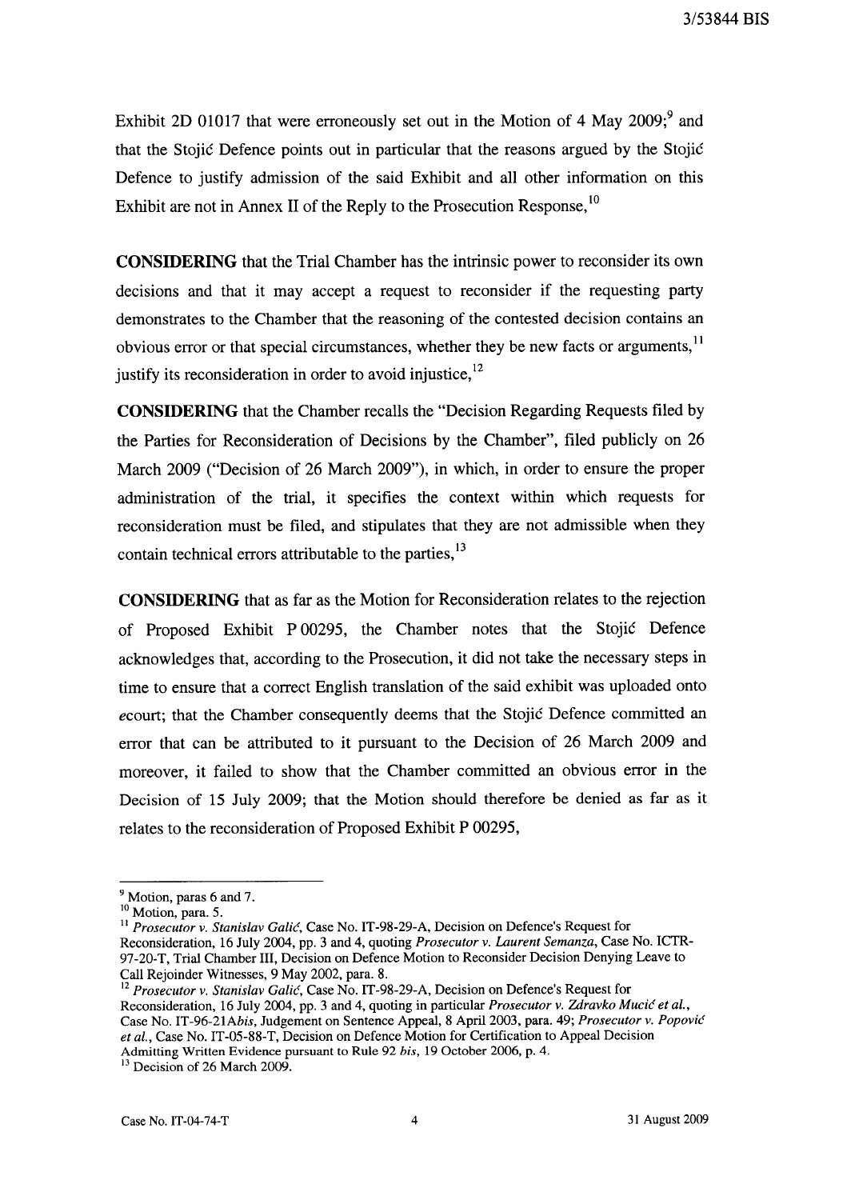Exhibit 2D 01017 that were erroneously set out in the Motion of 4 May 2009;[9] and that the Stojić Defence points out in particular that the reasons argued by the Stojić Defence to justify admission of the said Exhibit and all other information on this Exhibit are not in Annex II of the Reply to the Prosecution Response,[10]

**CONSIDERING** that the Trial Chamber has the intrinsic power to reconsider its own decisions and that it may accept a request to reconsider if the requesting party demonstrates to the Chamber that the reasoning of the contested decision contains an obvious error or that special circumstances, whether they be new facts or arguments,[11] justify its reconsideration in order to avoid injustice,[12]

**CONSIDERING** that the Chamber recalls the "Decision Regarding Requests filed by the Parties for Reconsideration of Decisions by the Chamber", filed publicly on 26 March 2009 ("Decision of 26 March 2009"), in which, in order to ensure the proper administration of the trial, it specifies the context within which requests for reconsideration must be filed, and stipulates that they are not admissible when they contain technical errors attributable to the parties,[13]

**CONSIDERING** that as far as the Motion for Reconsideration relates to the rejection of Proposed Exhibit P 00295, the Chamber notes that the Stojić Defence acknowledges that, according to the Prosecution, it did not take the necessary steps in time to ensure that a correct English translation of the said exhibit was uploaded onto *e*court; that the Chamber consequently deems that the Stojić Defence committed an error that can be attributed to it pursuant to the Decision of 26 March 2009 and moreover, it failed to show that the Chamber committed an obvious error in the Decision of 15 July 2009; that the Motion should therefore be denied as far as it relates to the reconsideration of Proposed Exhibit P 00295,

---

[9] Motion, paras 6 and 7.

[10] Motion, para. 5.

[11] *Prosecutor v. Stanislav Galić*, Case No. IT-98-29-A, Decision on Defence's Request for Reconsideration, 16 July 2004, pp. 3 and 4, quoting *Prosecutor v. Laurent Semanza*, Case No. ICTR-97-20-T, Trial Chamber III, Decision on Defence Motion to Reconsider Decision Denying Leave to Call Rejoinder Witnesses, 9 May 2002, para. 8.

[12] *Prosecutor v. Stanislav Galić*, Case No. IT-98-29-A, Decision on Defence's Request for Reconsideration, 16 July 2004, pp. 3 and 4, quoting in particular *Prosecutor v. Zdravko Mucić et al.*, Case No. IT-96-21A*bis*, Judgement on Sentence Appeal, 8 April 2003, para. 49; *Prosecutor v. Popović et al.*, Case No. IT-05-88-T, Decision on Defence Motion for Certification to Appeal Decision Admitting Written Evidence pursuant to Rule 92 *bis*, 19 October 2006, p. 4.

[13] Decision of 26 March 2009.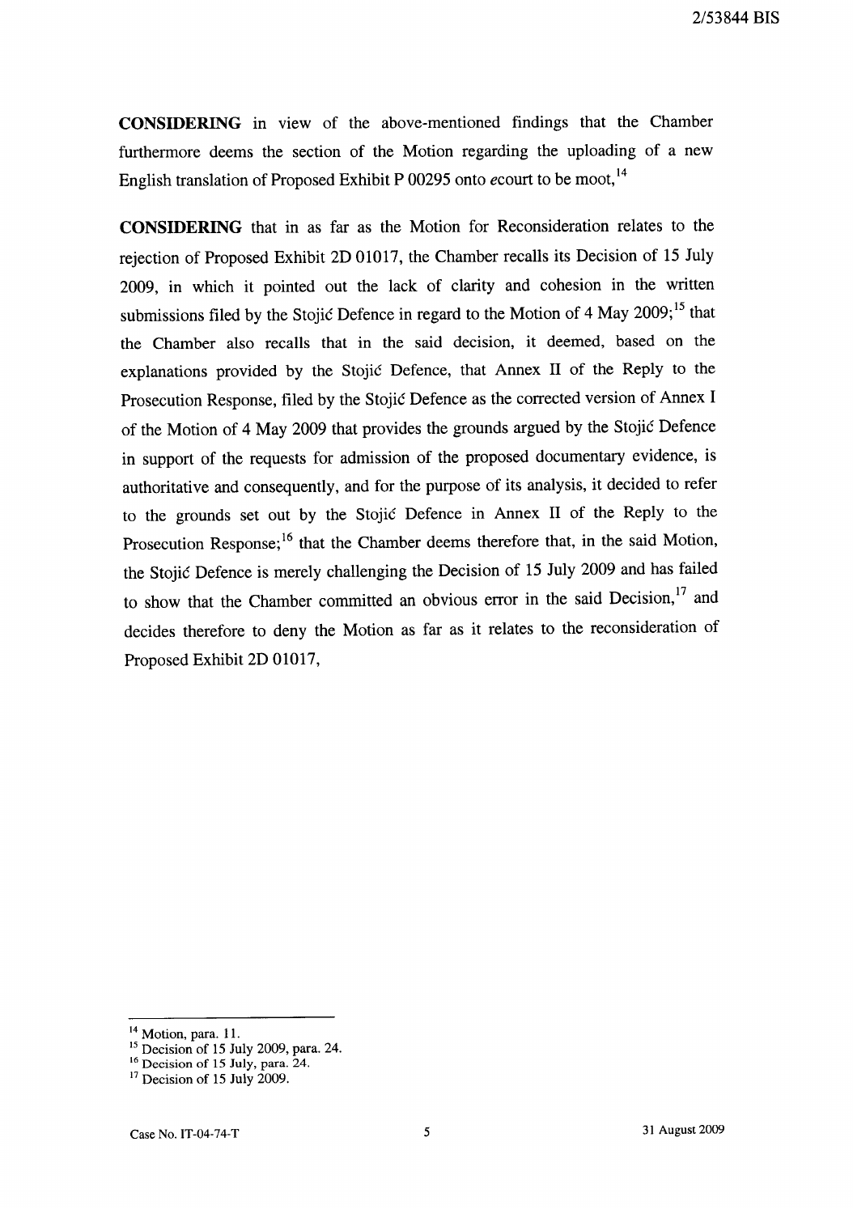**CONSIDERING** in view of the above-mentioned findings that the Chamber furthermore deems the section of the Motion regarding the uploading of a new English translation of Proposed Exhibit P 00295 onto *e*court to be moot,[14]

**CONSIDERING** that in as far as the Motion for Reconsideration relates to the rejection of Proposed Exhibit 2D 01017, the Chamber recalls its Decision of 15 July 2009, in which it pointed out the lack of clarity and cohesion in the written submissions filed by the Stojić Defence in regard to the Motion of 4 May 2009;[15] that the Chamber also recalls that in the said decision, it deemed, based on the explanations provided by the Stojić Defence, that Annex II of the Reply to the Prosecution Response, filed by the Stojić Defence as the corrected version of Annex I of the Motion of 4 May 2009 that provides the grounds argued by the Stojić Defence in support of the requests for admission of the proposed documentary evidence, is authoritative and consequently, and for the purpose of its analysis, it decided to refer to the grounds set out by the Stojić Defence in Annex II of the Reply to the Prosecution Response;[16] that the Chamber deems therefore that, in the said Motion, the Stojić Defence is merely challenging the Decision of 15 July 2009 and has failed to show that the Chamber committed an obvious error in the said Decision,[17] and decides therefore to deny the Motion as far as it relates to the reconsideration of Proposed Exhibit 2D 01017,

---

[14] Motion, para. 11.

[15] Decision of 15 July 2009, para. 24.

[16] Decision of 15 July, para. 24.

[17] Decision of 15 July 2009.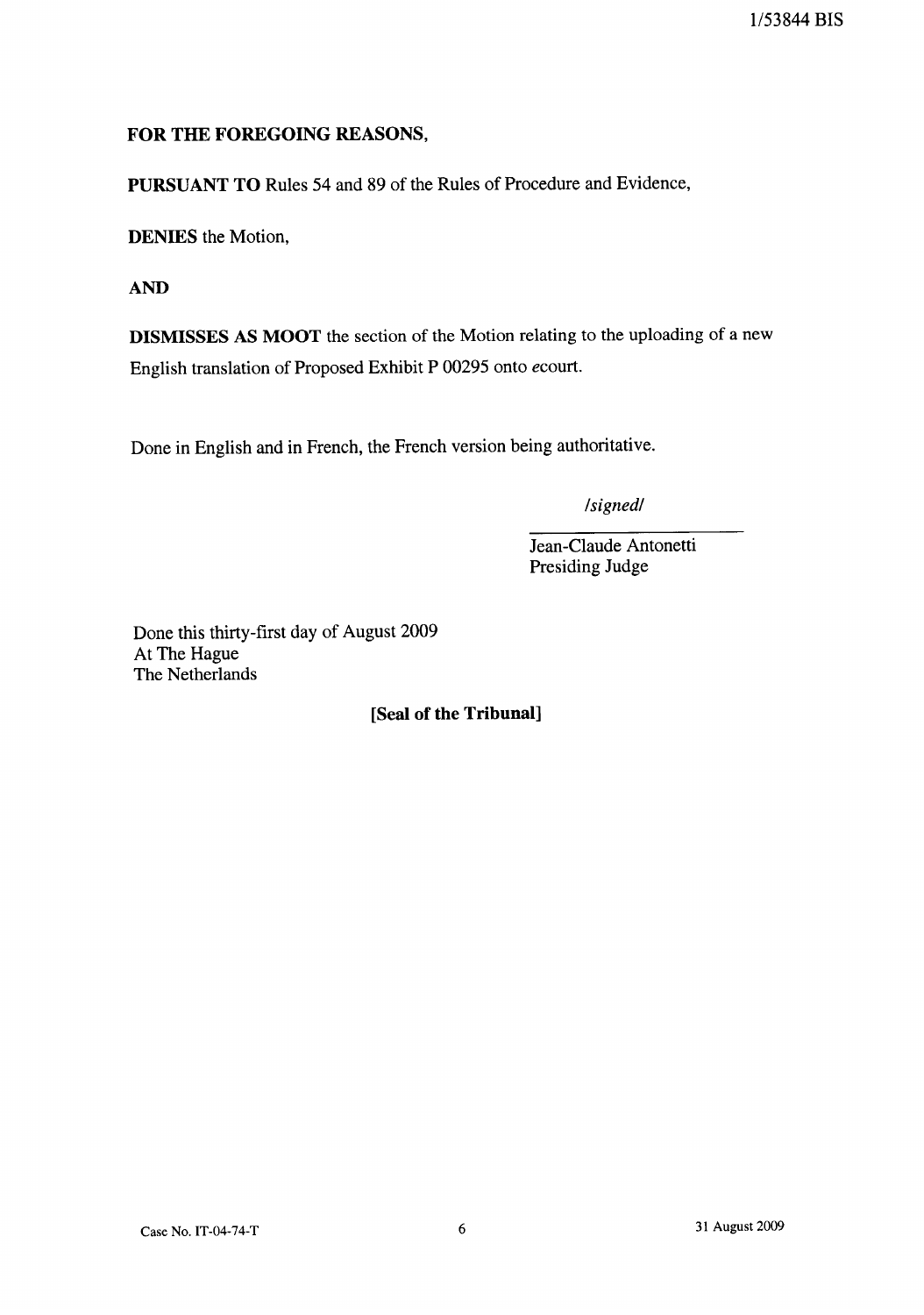**FOR THE FOREGOING REASONS,**

**PURSUANT TO** Rules 54 and 89 of the Rules of Procedure and Evidence,

**DENIES** the Motion,

**AND**

**DISMISSES AS MOOT** the section of the Motion relating to the uploading of a new English translation of Proposed Exhibit P 00295 onto *e*court.

Done in English and in French, the French version being authoritative.

*/signed/*

Jean-Claude Antonetti
Presiding Judge

Done this thirty-first day of August 2009
At The Hague
The Netherlands

**[Seal of the Tribunal]**